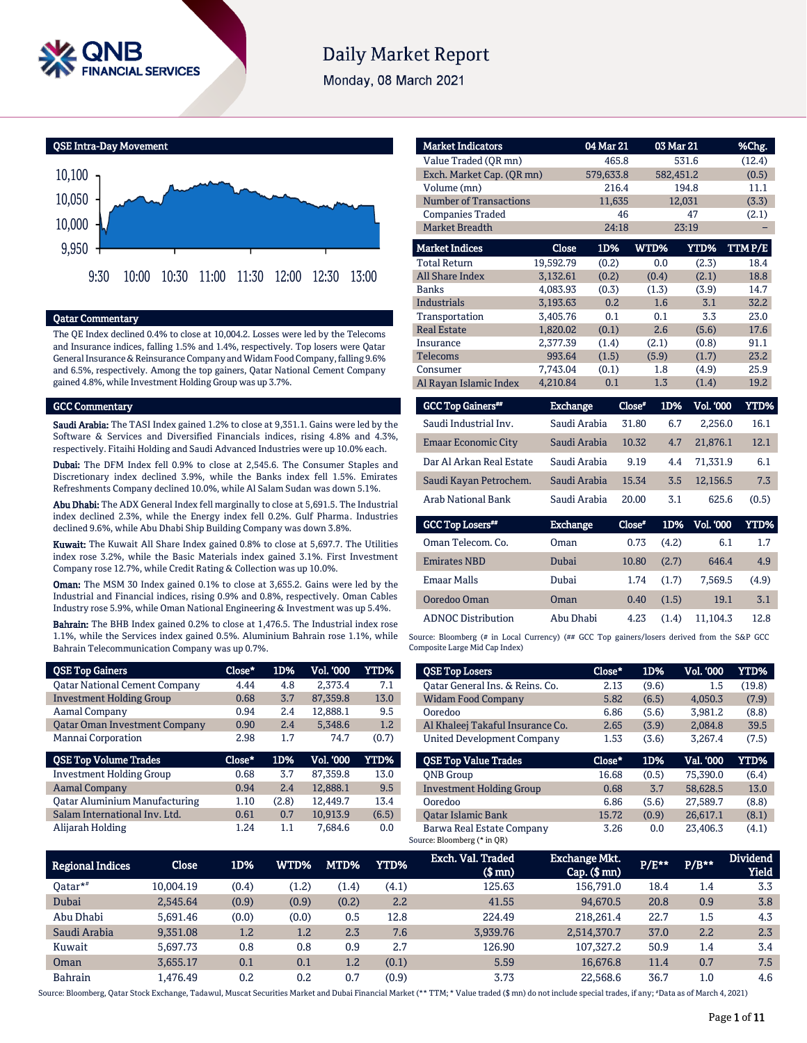# Daily Market Report

Monday, 08 March 2021

## QSE Intra-Day Movement

## Qatar Commentary

The QE Index declined 0.4% to close at 10,004.2. Losses were led by the Telecoms and Insurance indices, falling 1.5% and 1.4%, respectively. Top losers were Qatar General Insurance & Reinsurance Company and Widam Food Company, falling 9.6% and 6.5%, respectively. Among the top gainers, Qatar National Cement Company gained 4.8%, while Investment Holding Group was up 3.7%.

## GCC Commentary

**Saudi Arabia:** The TASI Index gained 1.2% to close at 9,351.1. Gains were led by the Software & Services and Diversified Financials indices, rising 4.8% and 4.3%, respectively. Fitaihi Holding and Saudi Advanced Industries were up 10.0% each.

**Dubai:** The DFM Index fell 0.9% to close at 2,545.6. The Consumer Staples and Discretionary index declined 3.9%, while the Banks index fell 1.5%. Emirates Refreshments Company declined 10.0%, while Al Salam Sudan was down 5.1%.

**Abu Dhabi:** The ADX General Index fell marginally to close at 5,691.5. The Industrial index declined 2.3%, while the Energy index fell 0.2%. Gulf Pharma. Industries declined 9.6%, while Abu Dhabi Ship Building Company was down 3.8%.

**Kuwait:** The Kuwait All Share Index gained 0.8% to close at 5,697.7. The Utilities index rose 3.2%, while the Basic Materials index gained 3.1%. First Investment Company rose 12.7%, while Credit Rating & Collection was up 10.0%.

**Oman:** The MSM 30 Index gained 0.1% to close at 3,655.2. Gains were led by the Industrial and Financial indices, rising 0.9% and 0.8%, respectively. Oman Cables Industry rose 5.9%, while Oman National Engineering & Investment was up 5.4%.

**Bahrain:** The BHB Index gained 0.2% to close at 1,476.5. The Industrial index rose 1.1%, while the Services index gained 0.5%. Aluminium Bahrain rose 1.1%, while Bahrain Telecommunication Company was up 0.7%.

| Market Indicators | 04 Mar 21 | 03 Mar 21 | %Chg. |
|---|---|---|---|
| Value Traded (QR mn) | 465.8 | 531.6 | (12.4) |
| Exch. Market Cap. (QR mn) | 579,633.8 | 582,451.2 | (0.5) |
| Volume (mn) | 216.4 | 194.8 | 11.1 |
| Number of Transactions | 11,635 | 12,031 | (3.3) |
| Companies Traded | 46 | 47 | (2.1) |
| Market Breadth | 24:18 | 23:19 | – |

| Market Indices | Close | 1D% | WTD% | YTD% | TTM P/E |
|---|---|---|---|---|---|
| Total Return | 19,592.79 | (0.2) | 0.0 | (2.3) | 18.4 |
| All Share Index | 3,132.61 | (0.2) | (0.4) | (2.1) | 18.8 |
| Banks | 4,083.93 | (0.3) | (1.3) | (3.9) | 14.7 |
| Industrials | 3,193.63 | 0.2 | 1.6 | 3.1 | 32.2 |
| Transportation | 3,405.76 | 0.1 | 0.1 | 3.3 | 23.0 |
| Real Estate | 1,820.02 | (0.1) | 2.6 | (5.6) | 17.6 |
| Insurance | 2,377.39 | (1.4) | (2.1) | (0.8) | 91.1 |
| Telecoms | 993.64 | (1.5) | (5.9) | (1.7) | 23.2 |
| Consumer | 7,743.04 | (0.1) | 1.8 | (4.9) | 25.9 |
| Al Rayan Islamic Index | 4,210.84 | 0.1 | 1.3 | (1.4) | 19.2 |

| GCC Top Gainers## | Exchange | Close# | 1D% | Vol. '000 | YTD% |
|---|---|---|---|---|---|
| Saudi Industrial Inv. | Saudi Arabia | 31.80 | 6.7 | 2,256.0 | 16.1 |
| Emaar Economic City | Saudi Arabia | 10.32 | 4.7 | 21,876.1 | 12.1 |
| Dar Al Arkan Real Estate | Saudi Arabia | 9.19 | 4.4 | 71,331.9 | 6.1 |
| Saudi Kayan Petrochem. | Saudi Arabia | 15.34 | 3.5 | 12,156.5 | 7.3 |
| Arab National Bank | Saudi Arabia | 20.00 | 3.1 | 625.6 | (0.5) |

| GCC Top Losers## | Exchange | Close# | 1D% | Vol. '000 | YTD% |
|---|---|---|---|---|---|
| Oman Telecom. Co. | Oman | 0.73 | (4.2) | 6.1 | 1.7 |
| Emirates NBD | Dubai | 10.80 | (2.7) | 646.4 | 4.9 |
| Emaar Malls | Dubai | 1.74 | (1.7) | 7,569.5 | (4.9) |
| Ooredoo Oman | Oman | 0.40 | (1.5) | 19.1 | 3.1 |
| ADNOC Distribution | Abu Dhabi | 4.23 | (1.4) | 11,104.3 | 12.8 |

Source: Bloomberg (# in Local Currency) (## GCC Top gainers/losers derived from the S&P GCC Composite Large Mid Cap Index)

| QSE Top Gainers | Close* | 1D% | Vol. '000 | YTD% |
|---|---|---|---|---|
| Qatar National Cement Company | 4.44 | 4.8 | 2,373.4 | 7.1 |
| Investment Holding Group | 0.68 | 3.7 | 87,359.8 | 13.0 |
| Aamal Company | 0.94 | 2.4 | 12,888.1 | 9.5 |
| Qatar Oman Investment Company | 0.90 | 2.4 | 5,348.6 | 1.2 |
| Mannai Corporation | 2.98 | 1.7 | 74.7 | (0.7) |

| QSE Top Volume Trades | Close* | 1D% | Vol. '000 | YTD% |
|---|---|---|---|---|
| Investment Holding Group | 0.68 | 3.7 | 87,359.8 | 13.0 |
| Aamal Company | 0.94 | 2.4 | 12,888.1 | 9.5 |
| Qatar Aluminium Manufacturing | 1.10 | (2.8) | 12,449.7 | 13.4 |
| Salam International Inv. Ltd. | 0.61 | 0.7 | 10,913.9 | (6.5) |
| Alijarah Holding | 1.24 | 1.1 | 7,684.6 | 0.0 |

| QSE Top Losers | Close* | 1D% | Vol. '000 | YTD% |
|---|---|---|---|---|
| Qatar General Ins. & Reins. Co. | 2.13 | (9.6) | 1.5 | (19.8) |
| Widam Food Company | 5.82 | (6.5) | 4,050.3 | (7.9) |
| Ooredoo | 6.86 | (5.6) | 3,981.2 | (8.8) |
| Al Khaleej Takaful Insurance Co. | 2.65 | (3.9) | 2,084.8 | 39.5 |
| United Development Company | 1.53 | (3.6) | 3,267.4 | (7.5) |

| QSE Top Value Trades | Close* | 1D% | Val. '000 | YTD% |
|---|---|---|---|---|
| QNB Group | 16.68 | (0.5) | 75,390.0 | (6.4) |
| Investment Holding Group | 0.68 | 3.7 | 58,628.5 | 13.0 |
| Ooredoo | 6.86 | (5.6) | 27,589.7 | (8.8) |
| Qatar Islamic Bank | 15.72 | (0.9) | 26,617.1 | (8.1) |
| Barwa Real Estate Company | 3.26 | 0.0 | 23,406.3 | (4.1) |

Source: Bloomberg (* in QR)

| Regional Indices | Close | 1D% | WTD% | MTD% | YTD% | Exch. Val. Traded ($ mn) | Exchange Mkt. Cap. ($ mn) | P/E** | P/B** | Dividend Yield |
|---|---|---|---|---|---|---|---|---|---|---|
| Qatar*# | 10,004.19 | (0.4) | (1.2) | (1.4) | (4.1) | 125.63 | 156,791.0 | 18.4 | 1.4 | 3.3 |
| Dubai | 2,545.64 | (0.9) | (0.9) | (0.2) | 2.2 | 41.55 | 94,670.5 | 20.8 | 0.9 | 3.8 |
| Abu Dhabi | 5,691.46 | (0.0) | (0.0) | 0.5 | 12.8 | 224.49 | 218,261.4 | 22.7 | 1.5 | 4.3 |
| Saudi Arabia | 9,351.08 | 1.2 | 1.2 | 2.3 | 7.6 | 3,939.76 | 2,514,370.7 | 37.0 | 2.2 | 2.3 |
| Kuwait | 5,697.73 | 0.8 | 0.8 | 0.9 | 2.7 | 126.90 | 107,327.2 | 50.9 | 1.4 | 3.4 |
| Oman | 3,655.17 | 0.1 | 0.1 | 1.2 | (0.1) | 5.59 | 16,676.8 | 11.4 | 0.7 | 7.5 |
| Bahrain | 1,476.49 | 0.2 | 0.2 | 0.7 | (0.9) | 3.73 | 22,568.6 | 36.7 | 1.0 | 4.6 |

Source: Bloomberg, Qatar Stock Exchange, Tadawul, Muscat Securities Market and Dubai Financial Market (** TTM; * Value traded ($ mn) do not include special trades, if any; #Data as of March 4, 2021)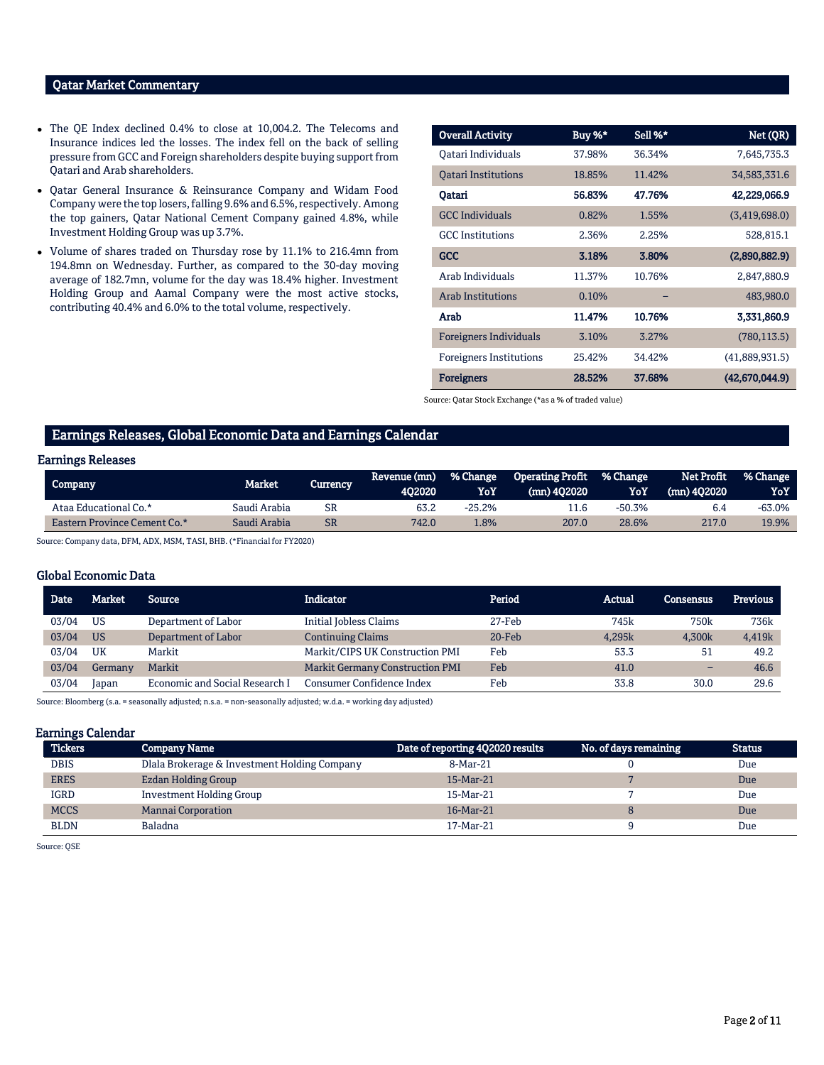## Qatar Market Commentary

- The QE Index declined 0.4% to close at 10,004.2. The Telecoms and Insurance indices led the losses. The index fell on the back of selling pressure from GCC and Foreign shareholders despite buying support from Qatari and Arab shareholders.
- Qatar General Insurance & Reinsurance Company and Widam Food Company were the top losers, falling 9.6% and 6.5%, respectively. Among the top gainers, Qatar National Cement Company gained 4.8%, while Investment Holding Group was up 3.7%.
- Volume of shares traded on Thursday rose by 11.1% to 216.4mn from 194.8mn on Wednesday. Further, as compared to the 30-day moving average of 182.7mn, volume for the day was 18.4% higher. Investment Holding Group and Aamal Company were the most active stocks, contributing 40.4% and 6.0% to the total volume, respectively.

| Overall Activity | Buy %* | Sell %* | Net (QR) |
|---|---|---|---|
| Qatari Individuals | 37.98% | 36.34% | 7,645,735.3 |
| Qatari Institutions | 18.85% | 11.42% | 34,583,331.6 |
| **Qatari** | **56.83%** | **47.76%** | **42,229,066.9** |
| GCC Individuals | 0.82% | 1.55% | (3,419,698.0) |
| GCC Institutions | 2.36% | 2.25% | 528,815.1 |
| **GCC** | **3.18%** | **3.80%** | **(2,890,882.9)** |
| Arab Individuals | 11.37% | 10.76% | 2,847,880.9 |
| Arab Institutions | 0.10% | – | 483,980.0 |
| **Arab** | **11.47%** | **10.76%** | **3,331,860.9** |
| Foreigners Individuals | 3.10% | 3.27% | (780,113.5) |
| Foreigners Institutions | 25.42% | 34.42% | (41,889,931.5) |
| **Foreigners** | **28.52%** | **37.68%** | **(42,670,044.9)** |

Source: Qatar Stock Exchange (*as a % of traded value)

## Earnings Releases, Global Economic Data and Earnings Calendar

### Earnings Releases

| Company | Market | Currency | Revenue (mn) 4Q2020 | % Change YoY | Operating Profit (mn) 4Q2020 | % Change YoY | Net Profit (mn) 4Q2020 | % Change YoY |
|---|---|---|---|---|---|---|---|---|
| Ataa Educational Co.* | Saudi Arabia | SR | 63.2 | -25.2% | 11.6 | -50.3% | 6.4 | -63.0% |
| Eastern Province Cement Co.* | Saudi Arabia | SR | 742.0 | 1.8% | 207.0 | 28.6% | 217.0 | 19.9% |

Source: Company data, DFM, ADX, MSM, TASI, BHB. (*Financial for FY2020)

### Global Economic Data

| Date | Market | Source | Indicator | Period | Actual | Consensus | Previous |
|---|---|---|---|---|---|---|---|
| 03/04 | US | Department of Labor | Initial Jobless Claims | 27-Feb | 745k | 750k | 736k |
| 03/04 | US | Department of Labor | Continuing Claims | 20-Feb | 4,295k | 4,300k | 4,419k |
| 03/04 | UK | Markit | Markit/CIPS UK Construction PMI | Feb | 53.3 | 51 | 49.2 |
| 03/04 | Germany | Markit | Markit Germany Construction PMI | Feb | 41.0 | – | 46.6 |
| 03/04 | Japan | Economic and Social Research I | Consumer Confidence Index | Feb | 33.8 | 30.0 | 29.6 |

Source: Bloomberg (s.a. = seasonally adjusted; n.s.a. = non-seasonally adjusted; w.d.a. = working day adjusted)

### Earnings Calendar

| Tickers | Company Name | Date of reporting 4Q2020 results | No. of days remaining | Status |
|---|---|---|---|---|
| DBIS | Dlala Brokerage & Investment Holding Company | 8-Mar-21 | 0 | Due |
| ERES | Ezdan Holding Group | 15-Mar-21 | 7 | Due |
| IGRD | Investment Holding Group | 15-Mar-21 | 7 | Due |
| MCCS | Mannai Corporation | 16-Mar-21 | 8 | Due |
| BLDN | Baladna | 17-Mar-21 | 9 | Due |

Source: QSE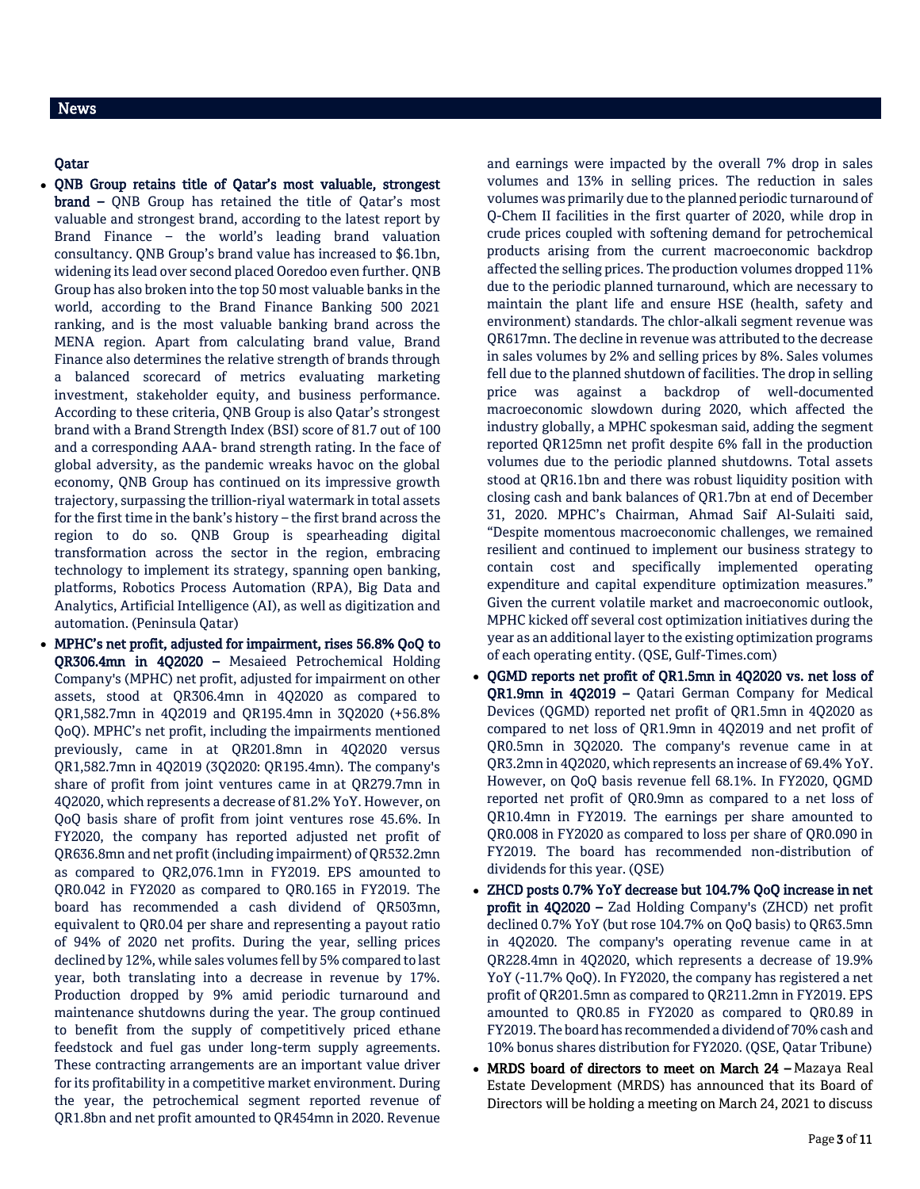## News

### Qatar

- **QNB Group retains title of Qatar's most valuable, strongest brand –** QNB Group has retained the title of Qatar's most valuable and strongest brand, according to the latest report by Brand Finance – the world's leading brand valuation consultancy. QNB Group's brand value has increased to $6.1bn, widening its lead over second placed Ooredoo even further. QNB Group has also broken into the top 50 most valuable banks in the world, according to the Brand Finance Banking 500 2021 ranking, and is the most valuable banking brand across the MENA region. Apart from calculating brand value, Brand Finance also determines the relative strength of brands through a balanced scorecard of metrics evaluating marketing investment, stakeholder equity, and business performance. According to these criteria, QNB Group is also Qatar's strongest brand with a Brand Strength Index (BSI) score of 81.7 out of 100 and a corresponding AAA- brand strength rating. In the face of global adversity, as the pandemic wreaks havoc on the global economy, QNB Group has continued on its impressive growth trajectory, surpassing the trillion-riyal watermark in total assets for the first time in the bank's history – the first brand across the region to do so. QNB Group is spearheading digital transformation across the sector in the region, embracing technology to implement its strategy, spanning open banking, platforms, Robotics Process Automation (RPA), Big Data and Analytics, Artificial Intelligence (AI), as well as digitization and automation. (Peninsula Qatar)
- **MPHC's net profit, adjusted for impairment, rises 56.8% QoQ to QR306.4mn in 4Q2020 –** Mesaieed Petrochemical Holding Company's (MPHC) net profit, adjusted for impairment on other assets, stood at QR306.4mn in 4Q2020 as compared to QR1,582.7mn in 4Q2019 and QR195.4mn in 3Q2020 (+56.8% QoQ). MPHC's net profit, including the impairments mentioned previously, came in at QR201.8mn in 4Q2020 versus QR1,582.7mn in 4Q2019 (3Q2020: QR195.4mn). The company's share of profit from joint ventures came in at QR279.7mn in 4Q2020, which represents a decrease of 81.2% YoY. However, on QoQ basis share of profit from joint ventures rose 45.6%. In FY2020, the company has reported adjusted net profit of QR636.8mn and net profit (including impairment) of QR532.2mn as compared to QR2,076.1mn in FY2019. EPS amounted to QR0.042 in FY2020 as compared to QR0.165 in FY2019. The board has recommended a cash dividend of QR503mn, equivalent to QR0.04 per share and representing a payout ratio of 94% of 2020 net profits. During the year, selling prices declined by 12%, while sales volumes fell by 5% compared to last year, both translating into a decrease in revenue by 17%. Production dropped by 9% amid periodic turnaround and maintenance shutdowns during the year. The group continued to benefit from the supply of competitively priced ethane feedstock and fuel gas under long-term supply agreements. These contracting arrangements are an important value driver for its profitability in a competitive market environment. During the year, the petrochemical segment reported revenue of QR1.8bn and net profit amounted to QR454mn in 2020. Revenue and earnings were impacted by the overall 7% drop in sales volumes and 13% in selling prices. The reduction in sales volumes was primarily due to the planned periodic turnaround of Q-Chem II facilities in the first quarter of 2020, while drop in crude prices coupled with softening demand for petrochemical products arising from the current macroeconomic backdrop affected the selling prices. The production volumes dropped 11% due to the periodic planned turnaround, which are necessary to maintain the plant life and ensure HSE (health, safety and environment) standards. The chlor-alkali segment revenue was QR617mn. The decline in revenue was attributed to the decrease in sales volumes by 2% and selling prices by 8%. Sales volumes fell due to the planned shutdown of facilities. The drop in selling price was against a backdrop of well-documented macroeconomic slowdown during 2020, which affected the industry globally, a MPHC spokesman said, adding the segment reported QR125mn net profit despite 6% fall in the production volumes due to the periodic planned shutdowns. Total assets stood at QR16.1bn and there was robust liquidity position with closing cash and bank balances of QR1.7bn at end of December 31, 2020. MPHC's Chairman, Ahmad Saif Al-Sulaiti said, "Despite momentous macroeconomic challenges, we remained resilient and continued to implement our business strategy to contain cost and specifically implemented operating expenditure and capital expenditure optimization measures." Given the current volatile market and macroeconomic outlook, MPHC kicked off several cost optimization initiatives during the year as an additional layer to the existing optimization programs of each operating entity. (QSE, Gulf-Times.com)
- **QGMD reports net profit of QR1.5mn in 4Q2020 vs. net loss of QR1.9mn in 4Q2019 –** Qatari German Company for Medical Devices (QGMD) reported net profit of QR1.5mn in 4Q2020 as compared to net loss of QR1.9mn in 4Q2019 and net profit of QR0.5mn in 3Q2020. The company's revenue came in at QR3.2mn in 4Q2020, which represents an increase of 69.4% YoY. However, on QoQ basis revenue fell 68.1%. In FY2020, QGMD reported net profit of QR0.9mn as compared to a net loss of QR10.4mn in FY2019. The earnings per share amounted to QR0.008 in FY2020 as compared to loss per share of QR0.090 in FY2019. The board has recommended non-distribution of dividends for this year. (QSE)
- **ZHCD posts 0.7% YoY decrease but 104.7% QoQ increase in net profit in 4Q2020 –** Zad Holding Company's (ZHCD) net profit declined 0.7% YoY (but rose 104.7% on QoQ basis) to QR63.5mn in 4Q2020. The company's operating revenue came in at QR228.4mn in 4Q2020, which represents a decrease of 19.9% YoY (-11.7% QoQ). In FY2020, the company has registered a net profit of QR201.5mn as compared to QR211.2mn in FY2019. EPS amounted to QR0.85 in FY2020 as compared to QR0.89 in FY2019. The board has recommended a dividend of 70% cash and 10% bonus shares distribution for FY2020. (QSE, Qatar Tribune)
- **MRDS board of directors to meet on March 24 –** Mazaya Real Estate Development (MRDS) has announced that its Board of Directors will be holding a meeting on March 24, 2021 to discuss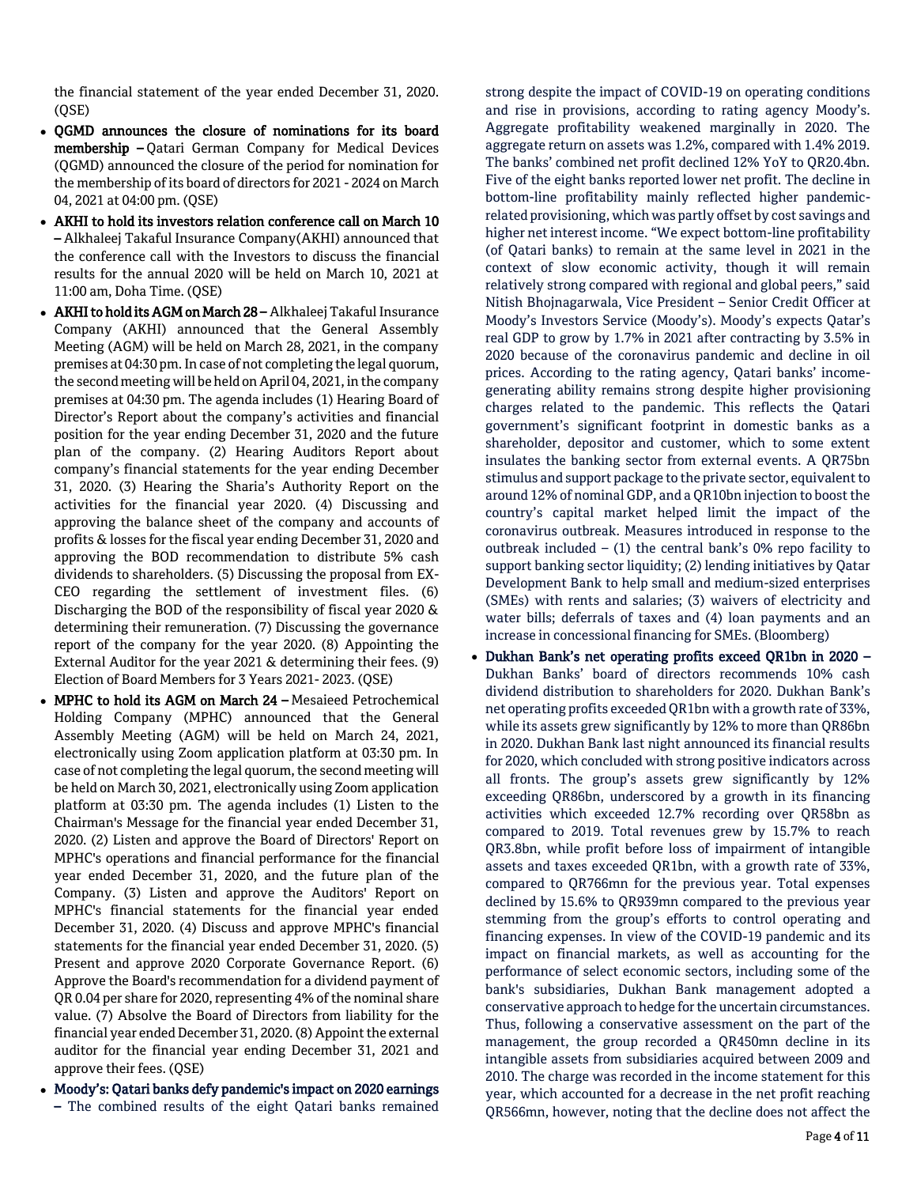the financial statement of the year ended December 31, 2020. (QSE)

- **QGMD announces the closure of nominations for its board membership –** Qatari German Company for Medical Devices (QGMD) announced the closure of the period for nomination for the membership of its board of directors for 2021 - 2024 on March 04, 2021 at 04:00 pm. (QSE)
- **AKHI to hold its investors relation conference call on March 10 –** Alkhaleej Takaful Insurance Company(AKHI) announced that the conference call with the Investors to discuss the financial results for the annual 2020 will be held on March 10, 2021 at 11:00 am, Doha Time. (QSE)
- **AKHI to hold its AGM on March 28 –** Alkhaleej Takaful Insurance Company (AKHI) announced that the General Assembly Meeting (AGM) will be held on March 28, 2021, in the company premises at 04:30 pm. In case of not completing the legal quorum, the second meeting will be held on April 04, 2021, in the company premises at 04:30 pm. The agenda includes (1) Hearing Board of Director's Report about the company's activities and financial position for the year ending December 31, 2020 and the future plan of the company. (2) Hearing Auditors Report about company's financial statements for the year ending December 31, 2020. (3) Hearing the Sharia's Authority Report on the activities for the financial year 2020. (4) Discussing and approving the balance sheet of the company and accounts of profits & losses for the fiscal year ending December 31, 2020 and approving the BOD recommendation to distribute 5% cash dividends to shareholders. (5) Discussing the proposal from EX-CEO regarding the settlement of investment files. (6) Discharging the BOD of the responsibility of fiscal year 2020 & determining their remuneration. (7) Discussing the governance report of the company for the year 2020. (8) Appointing the External Auditor for the year 2021 & determining their fees. (9) Election of Board Members for 3 Years 2021- 2023. (QSE)
- **MPHC to hold its AGM on March 24 –** Mesaieed Petrochemical Holding Company (MPHC) announced that the General Assembly Meeting (AGM) will be held on March 24, 2021, electronically using Zoom application platform at 03:30 pm. In case of not completing the legal quorum, the second meeting will be held on March 30, 2021, electronically using Zoom application platform at 03:30 pm. The agenda includes (1) Listen to the Chairman's Message for the financial year ended December 31, 2020. (2) Listen and approve the Board of Directors' Report on MPHC's operations and financial performance for the financial year ended December 31, 2020, and the future plan of the Company. (3) Listen and approve the Auditors' Report on MPHC's financial statements for the financial year ended December 31, 2020. (4) Discuss and approve MPHC's financial statements for the financial year ended December 31, 2020. (5) Present and approve 2020 Corporate Governance Report. (6) Approve the Board's recommendation for a dividend payment of QR 0.04 per share for 2020, representing 4% of the nominal share value. (7) Absolve the Board of Directors from liability for the financial year ended December 31, 2020. (8) Appoint the external auditor for the financial year ending December 31, 2021 and approve their fees. (QSE)
- **Moody's: Qatari banks defy pandemic's impact on 2020 earnings –** The combined results of the eight Qatari banks remained strong despite the impact of COVID-19 on operating conditions and rise in provisions, according to rating agency Moody's. Aggregate profitability weakened marginally in 2020. The aggregate return on assets was 1.2%, compared with 1.4% 2019. The banks' combined net profit declined 12% YoY to QR20.4bn. Five of the eight banks reported lower net profit. The decline in bottom-line profitability mainly reflected higher pandemic-related provisioning, which was partly offset by cost savings and higher net interest income. "We expect bottom-line profitability (of Qatari banks) to remain at the same level in 2021 in the context of slow economic activity, though it will remain relatively strong compared with regional and global peers," said Nitish Bhojnagarwala, Vice President – Senior Credit Officer at Moody's Investors Service (Moody's). Moody's expects Qatar's real GDP to grow by 1.7% in 2021 after contracting by 3.5% in 2020 because of the coronavirus pandemic and decline in oil prices. According to the rating agency, Qatari banks' income-generating ability remains strong despite higher provisioning charges related to the pandemic. This reflects the Qatari government's significant footprint in domestic banks as a shareholder, depositor and customer, which to some extent insulates the banking sector from external events. A QR75bn stimulus and support package to the private sector, equivalent to around 12% of nominal GDP, and a QR10bn injection to boost the country's capital market helped limit the impact of the coronavirus outbreak. Measures introduced in response to the outbreak included – (1) the central bank's 0% repo facility to support banking sector liquidity; (2) lending initiatives by Qatar Development Bank to help small and medium-sized enterprises (SMEs) with rents and salaries; (3) waivers of electricity and water bills; deferrals of taxes and (4) loan payments and an increase in concessional financing for SMEs. (Bloomberg)
- **Dukhan Bank's net operating profits exceed QR1bn in 2020 –** Dukhan Banks' board of directors recommends 10% cash dividend distribution to shareholders for 2020. Dukhan Bank's net operating profits exceeded QR1bn with a growth rate of 33%, while its assets grew significantly by 12% to more than QR86bn in 2020. Dukhan Bank last night announced its financial results for 2020, which concluded with strong positive indicators across all fronts. The group's assets grew significantly by 12% exceeding QR86bn, underscored by a growth in its financing activities which exceeded 12.7% recording over QR58bn as compared to 2019. Total revenues grew by 15.7% to reach QR3.8bn, while profit before loss of impairment of intangible assets and taxes exceeded QR1bn, with a growth rate of 33%, compared to QR766mn for the previous year. Total expenses declined by 15.6% to QR939mn compared to the previous year stemming from the group's efforts to control operating and financing expenses. In view of the COVID-19 pandemic and its impact on financial markets, as well as accounting for the performance of select economic sectors, including some of the bank's subsidiaries, Dukhan Bank management adopted a conservative approach to hedge for the uncertain circumstances. Thus, following a conservative assessment on the part of the management, the group recorded a QR450mn decline in its intangible assets from subsidiaries acquired between 2009 and 2010. The charge was recorded in the income statement for this year, which accounted for a decrease in the net profit reaching QR566mn, however, noting that the decline does not affect the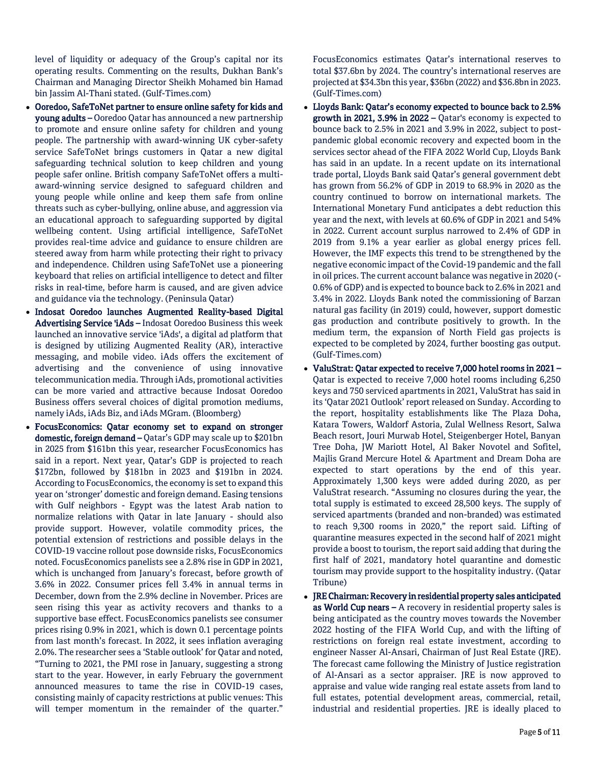level of liquidity or adequacy of the Group's capital nor its operating results. Commenting on the results, Dukhan Bank's Chairman and Managing Director Sheikh Mohamed bin Hamad bin Jassim Al-Thani stated. (Gulf-Times.com)

- **Ooredoo, SafeToNet partner to ensure online safety for kids and young adults –** Ooredoo Qatar has announced a new partnership to promote and ensure online safety for children and young people. The partnership with award-winning UK cyber-safety service SafeToNet brings customers in Qatar a new digital safeguarding technical solution to keep children and young people safer online. British company SafeToNet offers a multi-award-winning service designed to safeguard children and young people while online and keep them safe from online threats such as cyber-bullying, online abuse, and aggression via an educational approach to safeguarding supported by digital wellbeing content. Using artificial intelligence, SafeToNet provides real-time advice and guidance to ensure children are steered away from harm while protecting their right to privacy and independence. Children using SafeToNet use a pioneering keyboard that relies on artificial intelligence to detect and filter risks in real-time, before harm is caused, and are given advice and guidance via the technology. (Peninsula Qatar)
- **Indosat Ooredoo launches Augmented Reality-based Digital Advertising Service 'iAds –** Indosat Ooredoo Business this week launched an innovative service 'iAds', a digital ad platform that is designed by utilizing Augmented Reality (AR), interactive messaging, and mobile video. iAds offers the excitement of advertising and the convenience of using innovative telecommunication media. Through iAds, promotional activities can be more varied and attractive because Indosat Ooredoo Business offers several choices of digital promotion mediums, namely iAds, iAds Biz, and iAds MGram. (Bloomberg)
- **FocusEconomics: Qatar economy set to expand on stronger domestic, foreign demand –** Qatar's GDP may scale up to $201bn in 2025 from $161bn this year, researcher FocusEconomics has said in a report. Next year, Qatar's GDP is projected to reach $172bn, followed by $181bn in 2023 and $191bn in 2024. According to FocusEconomics, the economy is set to expand this year on 'stronger' domestic and foreign demand. Easing tensions with Gulf neighbors - Egypt was the latest Arab nation to normalize relations with Qatar in late January - should also provide support. However, volatile commodity prices, the potential extension of restrictions and possible delays in the COVID-19 vaccine rollout pose downside risks, FocusEconomics noted. FocusEconomics panelists see a 2.8% rise in GDP in 2021, which is unchanged from January's forecast, before growth of 3.6% in 2022. Consumer prices fell 3.4% in annual terms in December, down from the 2.9% decline in November. Prices are seen rising this year as activity recovers and thanks to a supportive base effect. FocusEconomics panelists see consumer prices rising 0.9% in 2021, which is down 0.1 percentage points from last month's forecast. In 2022, it sees inflation averaging 2.0%. The researcher sees a 'Stable outlook' for Qatar and noted, "Turning to 2021, the PMI rose in January, suggesting a strong start to the year. However, in early February the government announced measures to tame the rise in COVID-19 cases, consisting mainly of capacity restrictions at public venues: This will temper momentum in the remainder of the quarter." FocusEconomics estimates Qatar's international reserves to total $37.6bn by 2024. The country's international reserves are projected at $34.3bn this year, $36bn (2022) and $36.8bn in 2023. (Gulf-Times.com)
- **Lloyds Bank: Qatar's economy expected to bounce back to 2.5% growth in 2021, 3.9% in 2022 –** Qatar's economy is expected to bounce back to 2.5% in 2021 and 3.9% in 2022, subject to post-pandemic global economic recovery and expected boom in the services sector ahead of the FIFA 2022 World Cup, Lloyds Bank has said in an update. In a recent update on its international trade portal, Lloyds Bank said Qatar's general government debt has grown from 56.2% of GDP in 2019 to 68.9% in 2020 as the country continued to borrow on international markets. The International Monetary Fund anticipates a debt reduction this year and the next, with levels at 60.6% of GDP in 2021 and 54% in 2022. Current account surplus narrowed to 2.4% of GDP in 2019 from 9.1% a year earlier as global energy prices fell. However, the IMF expects this trend to be strengthened by the negative economic impact of the Covid-19 pandemic and the fall in oil prices. The current account balance was negative in 2020 (-0.6% of GDP) and is expected to bounce back to 2.6% in 2021 and 3.4% in 2022. Lloyds Bank noted the commissioning of Barzan natural gas facility (in 2019) could, however, support domestic gas production and contribute positively to growth. In the medium term, the expansion of North Field gas projects is expected to be completed by 2024, further boosting gas output. (Gulf-Times.com)
- **ValuStrat: Qatar expected to receive 7,000 hotel rooms in 2021 –** Qatar is expected to receive 7,000 hotel rooms including 6,250 keys and 750 serviced apartments in 2021, ValuStrat has said in its 'Qatar 2021 Outlook' report released on Sunday. According to the report, hospitality establishments like The Plaza Doha, Katara Towers, Waldorf Astoria, Zulal Wellness Resort, Salwa Beach resort, Jouri Murwab Hotel, Steigenberger Hotel, Banyan Tree Doha, JW Mariott Hotel, Al Baker Novotel and Sofitel, Majlis Grand Mercure Hotel & Apartment and Dream Doha are expected to start operations by the end of this year. Approximately 1,300 keys were added during 2020, as per ValuStrat research. "Assuming no closures during the year, the total supply is estimated to exceed 28,500 keys. The supply of serviced apartments (branded and non-branded) was estimated to reach 9,300 rooms in 2020," the report said. Lifting of quarantine measures expected in the second half of 2021 might provide a boost to tourism, the report said adding that during the first half of 2021, mandatory hotel quarantine and domestic tourism may provide support to the hospitality industry. (Qatar Tribune)
- **JRE Chairman: Recovery in residential property sales anticipated as World Cup nears –** A recovery in residential property sales is being anticipated as the country moves towards the November 2022 hosting of the FIFA World Cup, and with the lifting of restrictions on foreign real estate investment, according to engineer Nasser Al-Ansari, Chairman of Just Real Estate (JRE). The forecast came following the Ministry of Justice registration of Al-Ansari as a sector appraiser. JRE is now approved to appraise and value wide ranging real estate assets from land to full estates, potential development areas, commercial, retail, industrial and residential properties. JRE is ideally placed to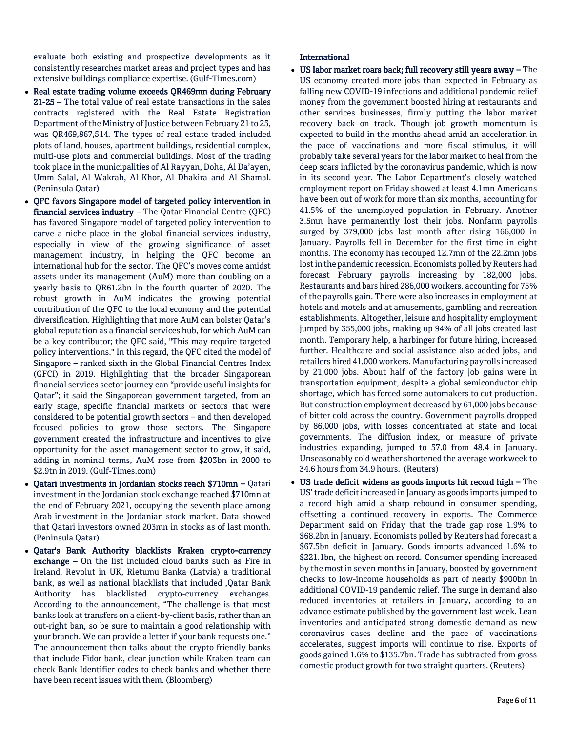evaluate both existing and prospective developments as it consistently researches market areas and project types and has extensive buildings compliance expertise. (Gulf-Times.com)

- **Real estate trading volume exceeds QR469mn during February 21-25 –** The total value of real estate transactions in the sales contracts registered with the Real Estate Registration Department of the Ministry of Justice between February 21 to 25, was QR469,867,514. The types of real estate traded included plots of land, houses, apartment buildings, residential complex, multi-use plots and commercial buildings. Most of the trading took place in the municipalities of Al Rayyan, Doha, Al Da'ayen, Umm Salal, Al Wakrah, Al Khor, Al Dhakira and Al Shamal. (Peninsula Qatar)
- **QFC favors Singapore model of targeted policy intervention in financial services industry –** The Qatar Financial Centre (QFC) has favored Singapore model of targeted policy intervention to carve a niche place in the global financial services industry, especially in view of the growing significance of asset management industry, in helping the QFC become an international hub for the sector. The QFC's moves come amidst assets under its management (AuM) more than doubling on a yearly basis to QR61.2bn in the fourth quarter of 2020. The robust growth in AuM indicates the growing potential contribution of the QFC to the local economy and the potential diversification. Highlighting that more AuM can bolster Qatar's global reputation as a financial services hub, for which AuM can be a key contributor; the QFC said, "This may require targeted policy interventions." In this regard, the QFC cited the model of Singapore – ranked sixth in the Global Financial Centres Index (GFCI) in 2019. Highlighting that the broader Singaporean financial services sector journey can "provide useful insights for Qatar"; it said the Singaporean government targeted, from an early stage, specific financial markets or sectors that were considered to be potential growth sectors – and then developed focused policies to grow those sectors. The Singapore government created the infrastructure and incentives to give opportunity for the asset management sector to grow, it said, adding in nominal terms, AuM rose from $203bn in 2000 to $2.9tn in 2019. (Gulf-Times.com)
- **Qatari investments in Jordanian stocks reach $710mn –** Qatari investment in the Jordanian stock exchange reached $710mn at the end of February 2021, occupying the seventh place among Arab investment in the Jordanian stock market. Data showed that Qatari investors owned 203mn in stocks as of last month. (Peninsula Qatar)
- **Qatar's Bank Authority blacklists Kraken crypto-currency exchange –** On the list included cloud banks such as Fire in Ireland, Revolut in UK, Rietumu Banka (Latvia) a traditional bank, as well as national blacklists that included ,Qatar Bank Authority has blacklisted crypto-currency exchanges. According to the announcement, "The challenge is that most banks look at transfers on a client-by-client basis, rather than an out-right ban, so be sure to maintain a good relationship with your branch. We can provide a letter if your bank requests one." The announcement then talks about the crypto friendly banks that include Fidor bank, clear junction while Kraken team can check Bank Identifier codes to check banks and whether there have been recent issues with them. (Bloomberg)

## International

- **US labor market roars back; full recovery still years away –** The US economy created more jobs than expected in February as falling new COVID-19 infections and additional pandemic relief money from the government boosted hiring at restaurants and other services businesses, firmly putting the labor market recovery back on track. Though job growth momentum is expected to build in the months ahead amid an acceleration in the pace of vaccinations and more fiscal stimulus, it will probably take several years for the labor market to heal from the deep scars inflicted by the coronavirus pandemic, which is now in its second year. The Labor Department's closely watched employment report on Friday showed at least 4.1mn Americans have been out of work for more than six months, accounting for 41.5% of the unemployed population in February. Another 3.5mn have permanently lost their jobs. Nonfarm payrolls surged by 379,000 jobs last month after rising 166,000 in January. Payrolls fell in December for the first time in eight months. The economy has recouped 12.7mn of the 22.2mn jobs lost in the pandemic recession. Economists polled by Reuters had forecast February payrolls increasing by 182,000 jobs. Restaurants and bars hired 286,000 workers, accounting for 75% of the payrolls gain. There were also increases in employment at hotels and motels and at amusements, gambling and recreation establishments. Altogether, leisure and hospitality employment jumped by 355,000 jobs, making up 94% of all jobs created last month. Temporary help, a harbinger for future hiring, increased further. Healthcare and social assistance also added jobs, and retailers hired 41,000 workers. Manufacturing payrolls increased by 21,000 jobs. About half of the factory job gains were in transportation equipment, despite a global semiconductor chip shortage, which has forced some automakers to cut production. But construction employment decreased by 61,000 jobs because of bitter cold across the country. Government payrolls dropped by 86,000 jobs, with losses concentrated at state and local governments. The diffusion index, or measure of private industries expanding, jumped to 57.0 from 48.4 in January. Unseasonably cold weather shortened the average workweek to 34.6 hours from 34.9 hours. (Reuters)
- **US trade deficit widens as goods imports hit record high –** The US' trade deficit increased in January as goods imports jumped to a record high amid a sharp rebound in consumer spending, offsetting a continued recovery in exports. The Commerce Department said on Friday that the trade gap rose 1.9% to $68.2bn in January. Economists polled by Reuters had forecast a $67.5bn deficit in January. Goods imports advanced 1.6% to $221.1bn, the highest on record. Consumer spending increased by the most in seven months in January, boosted by government checks to low-income households as part of nearly $900bn in additional COVID-19 pandemic relief. The surge in demand also reduced inventories at retailers in January, according to an advance estimate published by the government last week. Lean inventories and anticipated strong domestic demand as new coronavirus cases decline and the pace of vaccinations accelerates, suggest imports will continue to rise. Exports of goods gained 1.6% to $135.7bn. Trade has subtracted from gross domestic product growth for two straight quarters. (Reuters)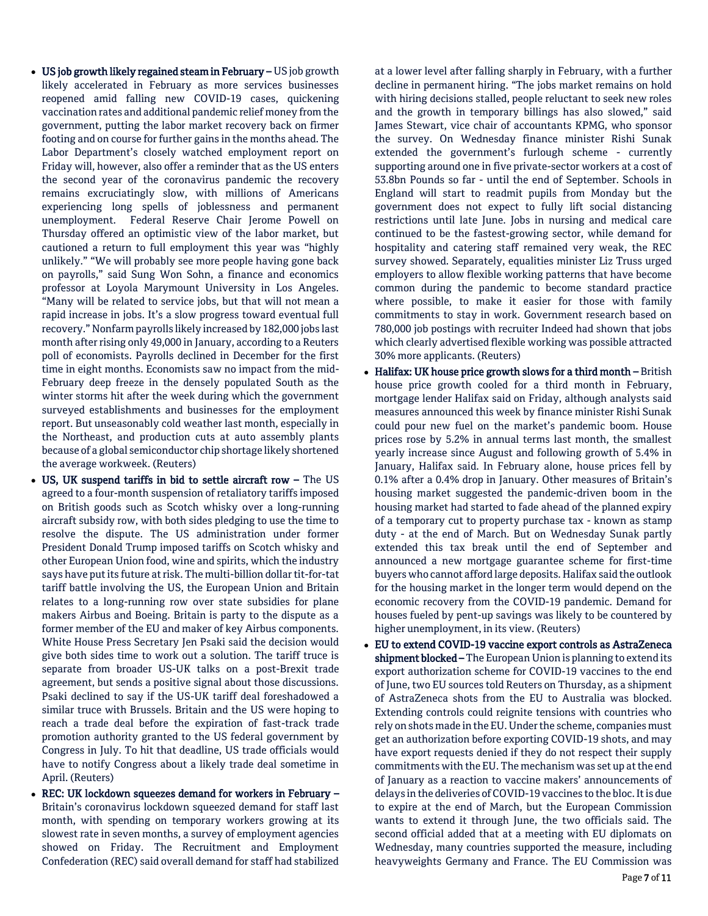- **US job growth likely regained steam in February –** US job growth likely accelerated in February as more services businesses reopened amid falling new COVID-19 cases, quickening vaccination rates and additional pandemic relief money from the government, putting the labor market recovery back on firmer footing and on course for further gains in the months ahead. The Labor Department's closely watched employment report on Friday will, however, also offer a reminder that as the US enters the second year of the coronavirus pandemic the recovery remains excruciatingly slow, with millions of Americans experiencing long spells of joblessness and permanent unemployment. Federal Reserve Chair Jerome Powell on Thursday offered an optimistic view of the labor market, but cautioned a return to full employment this year was "highly unlikely." "We will probably see more people having gone back on payrolls," said Sung Won Sohn, a finance and economics professor at Loyola Marymount University in Los Angeles. "Many will be related to service jobs, but that will not mean a rapid increase in jobs. It's a slow progress toward eventual full recovery." Nonfarm payrolls likely increased by 182,000 jobs last month after rising only 49,000 in January, according to a Reuters poll of economists. Payrolls declined in December for the first time in eight months. Economists saw no impact from the mid-February deep freeze in the densely populated South as the winter storms hit after the week during which the government surveyed establishments and businesses for the employment report. But unseasonably cold weather last month, especially in the Northeast, and production cuts at auto assembly plants because of a global semiconductor chip shortage likely shortened the average workweek. (Reuters)
- **US, UK suspend tariffs in bid to settle aircraft row –** The US agreed to a four-month suspension of retaliatory tariffs imposed on British goods such as Scotch whisky over a long-running aircraft subsidy row, with both sides pledging to use the time to resolve the dispute. The US administration under former President Donald Trump imposed tariffs on Scotch whisky and other European Union food, wine and spirits, which the industry says have put its future at risk. The multi-billion dollar tit-for-tat tariff battle involving the US, the European Union and Britain relates to a long-running row over state subsidies for plane makers Airbus and Boeing. Britain is party to the dispute as a former member of the EU and maker of key Airbus components. White House Press Secretary Jen Psaki said the decision would give both sides time to work out a solution. The tariff truce is separate from broader US-UK talks on a post-Brexit trade agreement, but sends a positive signal about those discussions. Psaki declined to say if the US-UK tariff deal foreshadowed a similar truce with Brussels. Britain and the US were hoping to reach a trade deal before the expiration of fast-track trade promotion authority granted to the US federal government by Congress in July. To hit that deadline, US trade officials would have to notify Congress about a likely trade deal sometime in April. (Reuters)
- **REC: UK lockdown squeezes demand for workers in February –** Britain's coronavirus lockdown squeezed demand for staff last month, with spending on temporary workers growing at its slowest rate in seven months, a survey of employment agencies showed on Friday. The Recruitment and Employment Confederation (REC) said overall demand for staff had stabilized at a lower level after falling sharply in February, with a further decline in permanent hiring. "The jobs market remains on hold with hiring decisions stalled, people reluctant to seek new roles and the growth in temporary billings has also slowed," said James Stewart, vice chair of accountants KPMG, who sponsor the survey. On Wednesday finance minister Rishi Sunak extended the government's furlough scheme - currently supporting around one in five private-sector workers at a cost of 53.8bn Pounds so far - until the end of September. Schools in England will start to readmit pupils from Monday but the government does not expect to fully lift social distancing restrictions until late June. Jobs in nursing and medical care continued to be the fastest-growing sector, while demand for hospitality and catering staff remained very weak, the REC survey showed. Separately, equalities minister Liz Truss urged employers to allow flexible working patterns that have become common during the pandemic to become standard practice where possible, to make it easier for those with family commitments to stay in work. Government research based on 780,000 job postings with recruiter Indeed had shown that jobs which clearly advertised flexible working was possible attracted 30% more applicants. (Reuters)
- **Halifax: UK house price growth slows for a third month –** British house price growth cooled for a third month in February, mortgage lender Halifax said on Friday, although analysts said measures announced this week by finance minister Rishi Sunak could pour new fuel on the market's pandemic boom. House prices rose by 5.2% in annual terms last month, the smallest yearly increase since August and following growth of 5.4% in January, Halifax said. In February alone, house prices fell by 0.1% after a 0.4% drop in January. Other measures of Britain's housing market suggested the pandemic-driven boom in the housing market had started to fade ahead of the planned expiry of a temporary cut to property purchase tax - known as stamp duty - at the end of March. But on Wednesday Sunak partly extended this tax break until the end of September and announced a new mortgage guarantee scheme for first-time buyers who cannot afford large deposits. Halifax said the outlook for the housing market in the longer term would depend on the economic recovery from the COVID-19 pandemic. Demand for houses fueled by pent-up savings was likely to be countered by higher unemployment, in its view. (Reuters)
- **EU to extend COVID-19 vaccine export controls as AstraZeneca shipment blocked –** The European Union is planning to extend its export authorization scheme for COVID-19 vaccines to the end of June, two EU sources told Reuters on Thursday, as a shipment of AstraZeneca shots from the EU to Australia was blocked. Extending controls could reignite tensions with countries who rely on shots made in the EU. Under the scheme, companies must get an authorization before exporting COVID-19 shots, and may have export requests denied if they do not respect their supply commitments with the EU. The mechanism was set up at the end of January as a reaction to vaccine makers' announcements of delays in the deliveries of COVID-19 vaccines to the bloc. It is due to expire at the end of March, but the European Commission wants to extend it through June, the two officials said. The second official added that at a meeting with EU diplomats on Wednesday, many countries supported the measure, including heavyweights Germany and France. The EU Commission was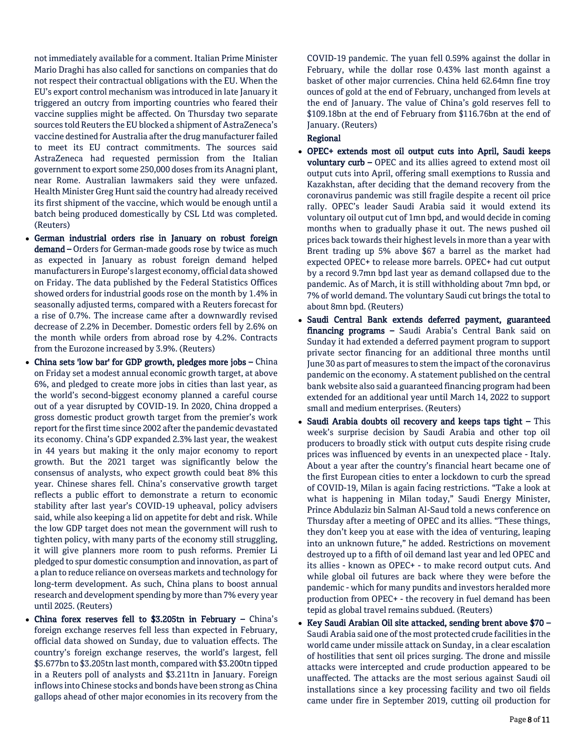not immediately available for a comment. Italian Prime Minister Mario Draghi has also called for sanctions on companies that do not respect their contractual obligations with the EU. When the EU's export control mechanism was introduced in late January it triggered an outcry from importing countries who feared their vaccine supplies might be affected. On Thursday two separate sources told Reuters the EU blocked a shipment of AstraZeneca's vaccine destined for Australia after the drug manufacturer failed to meet its EU contract commitments. The sources said AstraZeneca had requested permission from the Italian government to export some 250,000 doses from its Anagni plant, near Rome. Australian lawmakers said they were unfazed. Health Minister Greg Hunt said the country had already received its first shipment of the vaccine, which would be enough until a batch being produced domestically by CSL Ltd was completed. (Reuters)

- **German industrial orders rise in January on robust foreign demand –** Orders for German-made goods rose by twice as much as expected in January as robust foreign demand helped manufacturers in Europe's largest economy, official data showed on Friday. The data published by the Federal Statistics Offices showed orders for industrial goods rose on the month by 1.4% in seasonally adjusted terms, compared with a Reuters forecast for a rise of 0.7%. The increase came after a downwardly revised decrease of 2.2% in December. Domestic orders fell by 2.6% on the month while orders from abroad rose by 4.2%. Contracts from the Eurozone increased by 3.9%. (Reuters)
- **China sets 'low bar' for GDP growth, pledges more jobs –** China on Friday set a modest annual economic growth target, at above 6%, and pledged to create more jobs in cities than last year, as the world's second-biggest economy planned a careful course out of a year disrupted by COVID-19. In 2020, China dropped a gross domestic product growth target from the premier's work report for the first time since 2002 after the pandemic devastated its economy. China's GDP expanded 2.3% last year, the weakest in 44 years but making it the only major economy to report growth. But the 2021 target was significantly below the consensus of analysts, who expect growth could beat 8% this year. Chinese shares fell. China's conservative growth target reflects a public effort to demonstrate a return to economic stability after last year's COVID-19 upheaval, policy advisers said, while also keeping a lid on appetite for debt and risk. While the low GDP target does not mean the government will rush to tighten policy, with many parts of the economy still struggling, it will give planners more room to push reforms. Premier Li pledged to spur domestic consumption and innovation, as part of a plan to reduce reliance on overseas markets and technology for long-term development. As such, China plans to boost annual research and development spending by more than 7% every year until 2025. (Reuters)
- **China forex reserves fell to \$3.205tn in February –** China's foreign exchange reserves fell less than expected in February, official data showed on Sunday, due to valuation effects. The country's foreign exchange reserves, the world's largest, fell \$5.677bn to \$3.205tn last month, compared with \$3.200tn tipped in a Reuters poll of analysts and \$3.211tn in January. Foreign inflows into Chinese stocks and bonds have been strong as China gallops ahead of other major economies in its recovery from the COVID-19 pandemic. The yuan fell 0.59% against the dollar in February, while the dollar rose 0.43% last month against a basket of other major currencies. China held 62.64mn fine troy ounces of gold at the end of February, unchanged from levels at the end of January. The value of China's gold reserves fell to \$109.18bn at the end of February from \$116.76bn at the end of January. (Reuters)

**Regional**

- **OPEC+ extends most oil output cuts into April, Saudi keeps voluntary curb –** OPEC and its allies agreed to extend most oil output cuts into April, offering small exemptions to Russia and Kazakhstan, after deciding that the demand recovery from the coronavirus pandemic was still fragile despite a recent oil price rally. OPEC's leader Saudi Arabia said it would extend its voluntary oil output cut of 1mn bpd, and would decide in coming months when to gradually phase it out. The news pushed oil prices back towards their highest levels in more than a year with Brent trading up 5% above \$67 a barrel as the market had expected OPEC+ to release more barrels. OPEC+ had cut output by a record 9.7mn bpd last year as demand collapsed due to the pandemic. As of March, it is still withholding about 7mn bpd, or 7% of world demand. The voluntary Saudi cut brings the total to about 8mn bpd. (Reuters)
- **Saudi Central Bank extends deferred payment, guaranteed financing programs –** Saudi Arabia's Central Bank said on Sunday it had extended a deferred payment program to support private sector financing for an additional three months until June 30 as part of measures to stem the impact of the coronavirus pandemic on the economy. A statement published on the central bank website also said a guaranteed financing program had been extended for an additional year until March 14, 2022 to support small and medium enterprises. (Reuters)
- **Saudi Arabia doubts oil recovery and keeps taps tight –** This week's surprise decision by Saudi Arabia and other top oil producers to broadly stick with output cuts despite rising crude prices was influenced by events in an unexpected place - Italy. About a year after the country's financial heart became one of the first European cities to enter a lockdown to curb the spread of COVID-19, Milan is again facing restrictions. "Take a look at what is happening in Milan today," Saudi Energy Minister, Prince Abdulaziz bin Salman Al-Saud told a news conference on Thursday after a meeting of OPEC and its allies. "These things, they don't keep you at ease with the idea of venturing, leaping into an unknown future," he added. Restrictions on movement destroyed up to a fifth of oil demand last year and led OPEC and its allies - known as OPEC+ - to make record output cuts. And while global oil futures are back where they were before the pandemic - which for many pundits and investors heralded more production from OPEC+ - the recovery in fuel demand has been tepid as global travel remains subdued. (Reuters)
- **Key Saudi Arabian Oil site attacked, sending brent above \$70 –** Saudi Arabia said one of the most protected crude facilities in the world came under missile attack on Sunday, in a clear escalation of hostilities that sent oil prices surging. The drone and missile attacks were intercepted and crude production appeared to be unaffected. The attacks are the most serious against Saudi oil installations since a key processing facility and two oil fields came under fire in September 2019, cutting oil production for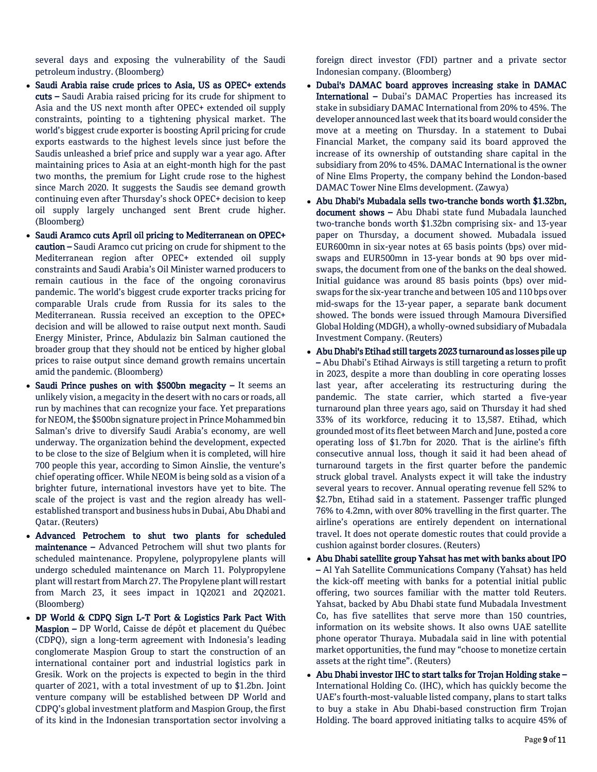several days and exposing the vulnerability of the Saudi petroleum industry. (Bloomberg)

- **Saudi Arabia raise crude prices to Asia, US as OPEC+ extends cuts –** Saudi Arabia raised pricing for its crude for shipment to Asia and the US next month after OPEC+ extended oil supply constraints, pointing to a tightening physical market. The world's biggest crude exporter is boosting April pricing for crude exports eastwards to the highest levels since just before the Saudis unleashed a brief price and supply war a year ago. After maintaining prices to Asia at an eight-month high for the past two months, the premium for Light crude rose to the highest since March 2020. It suggests the Saudis see demand growth continuing even after Thursday's shock OPEC+ decision to keep oil supply largely unchanged sent Brent crude higher. (Bloomberg)
- **Saudi Aramco cuts April oil pricing to Mediterranean on OPEC+ caution –** Saudi Aramco cut pricing on crude for shipment to the Mediterranean region after OPEC+ extended oil supply constraints and Saudi Arabia's Oil Minister warned producers to remain cautious in the face of the ongoing coronavirus pandemic. The world's biggest crude exporter tracks pricing for comparable Urals crude from Russia for its sales to the Mediterranean. Russia received an exception to the OPEC+ decision and will be allowed to raise output next month. Saudi Energy Minister, Prince, Abdulaziz bin Salman cautioned the broader group that they should not be enticed by higher global prices to raise output since demand growth remains uncertain amid the pandemic. (Bloomberg)
- **Saudi Prince pushes on with $500bn megacity –** It seems an unlikely vision, a megacity in the desert with no cars or roads, all run by machines that can recognize your face. Yet preparations for NEOM, the $500bn signature project in Prince Mohammed bin Salman's drive to diversify Saudi Arabia's economy, are well underway. The organization behind the development, expected to be close to the size of Belgium when it is completed, will hire 700 people this year, according to Simon Ainslie, the venture's chief operating officer. While NEOM is being sold as a vision of a brighter future, international investors have yet to bite. The scale of the project is vast and the region already has well-established transport and business hubs in Dubai, Abu Dhabi and Qatar. (Reuters)
- **Advanced Petrochem to shut two plants for scheduled maintenance –** Advanced Petrochem will shut two plants for scheduled maintenance. Propylene, polypropylene plants will undergo scheduled maintenance on March 11. Polypropylene plant will restart from March 27. The Propylene plant will restart from March 23, it sees impact in 1Q2021 and 2Q2021. (Bloomberg)
- **DP World & CDPQ Sign L-T Port & Logistics Park Pact With Maspion –** DP World, Caisse de dépôt et placement du Québec (CDPQ), sign a long-term agreement with Indonesia's leading conglomerate Maspion Group to start the construction of an international container port and industrial logistics park in Gresik. Work on the projects is expected to begin in the third quarter of 2021, with a total investment of up to $1.2bn. Joint venture company will be established between DP World and CDPQ's global investment platform and Maspion Group, the first of its kind in the Indonesian transportation sector involving a foreign direct investor (FDI) partner and a private sector Indonesian company. (Bloomberg)
- **Dubai's DAMAC board approves increasing stake in DAMAC International –** Dubai's DAMAC Properties has increased its stake in subsidiary DAMAC International from 20% to 45%. The developer announced last week that its board would consider the move at a meeting on Thursday. In a statement to Dubai Financial Market, the company said its board approved the increase of its ownership of outstanding share capital in the subsidiary from 20% to 45%. DAMAC International is the owner of Nine Elms Property, the company behind the London-based DAMAC Tower Nine Elms development. (Zawya)
- **Abu Dhabi's Mubadala sells two-tranche bonds worth $1.32bn, document shows –** Abu Dhabi state fund Mubadala launched two-tranche bonds worth $1.32bn comprising six- and 13-year paper on Thursday, a document showed. Mubadala issued EUR600mn in six-year notes at 65 basis points (bps) over mid-swaps and EUR500mn in 13-year bonds at 90 bps over mid-swaps, the document from one of the banks on the deal showed. Initial guidance was around 85 basis points (bps) over mid-swaps for the six-year tranche and between 105 and 110 bps over mid-swaps for the 13-year paper, a separate bank document showed. The bonds were issued through Mamoura Diversified Global Holding (MDGH), a wholly-owned subsidiary of Mubadala Investment Company. (Reuters)
- **Abu Dhabi's Etihad still targets 2023 turnaround as losses pile up –** Abu Dhabi's Etihad Airways is still targeting a return to profit in 2023, despite a more than doubling in core operating losses last year, after accelerating its restructuring during the pandemic. The state carrier, which started a five-year turnaround plan three years ago, said on Thursday it had shed 33% of its workforce, reducing it to 13,587. Etihad, which grounded most of its fleet between March and June, posted a core operating loss of $1.7bn for 2020. That is the airline's fifth consecutive annual loss, though it said it had been ahead of turnaround targets in the first quarter before the pandemic struck global travel. Analysts expect it will take the industry several years to recover. Annual operating revenue fell 52% to $2.7bn, Etihad said in a statement. Passenger traffic plunged 76% to 4.2mn, with over 80% travelling in the first quarter. The airline's operations are entirely dependent on international travel. It does not operate domestic routes that could provide a cushion against border closures. (Reuters)
- **Abu Dhabi satellite group Yahsat has met with banks about IPO –** Al Yah Satellite Communications Company (Yahsat) has held the kick-off meeting with banks for a potential initial public offering, two sources familiar with the matter told Reuters. Yahsat, backed by Abu Dhabi state fund Mubadala Investment Co, has five satellites that serve more than 150 countries, information on its website shows. It also owns UAE satellite phone operator Thuraya. Mubadala said in line with potential market opportunities, the fund may "choose to monetize certain assets at the right time". (Reuters)
- **Abu Dhabi investor IHC to start talks for Trojan Holding stake –** International Holding Co. (IHC), which has quickly become the UAE's fourth-most-valuable listed company, plans to start talks to buy a stake in Abu Dhabi-based construction firm Trojan Holding. The board approved initiating talks to acquire 45% of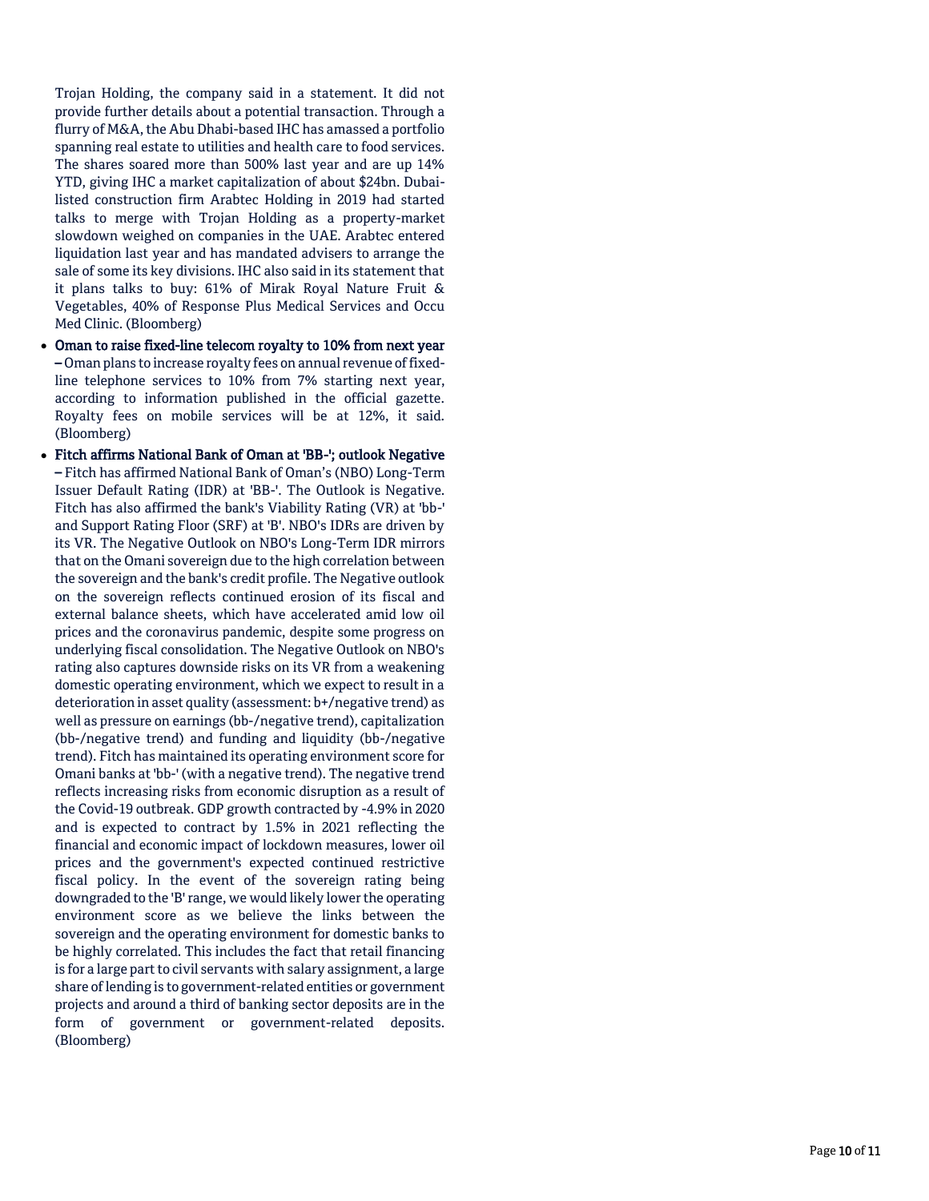Trojan Holding, the company said in a statement. It did not provide further details about a potential transaction. Through a flurry of M&A, the Abu Dhabi-based IHC has amassed a portfolio spanning real estate to utilities and health care to food services. The shares soared more than 500% last year and are up 14% YTD, giving IHC a market capitalization of about $24bn. Dubai-listed construction firm Arabtec Holding in 2019 had started talks to merge with Trojan Holding as a property-market slowdown weighed on companies in the UAE. Arabtec entered liquidation last year and has mandated advisers to arrange the sale of some its key divisions. IHC also said in its statement that it plans talks to buy: 61% of Mirak Royal Nature Fruit & Vegetables, 40% of Response Plus Medical Services and Occu Med Clinic. (Bloomberg)

- **Oman to raise fixed-line telecom royalty to 10% from next year** – Oman plans to increase royalty fees on annual revenue of fixed-line telephone services to 10% from 7% starting next year, according to information published in the official gazette. Royalty fees on mobile services will be at 12%, it said. (Bloomberg)
- **Fitch affirms National Bank of Oman at 'BB-'; outlook Negative** – Fitch has affirmed National Bank of Oman's (NBO) Long-Term Issuer Default Rating (IDR) at 'BB-'. The Outlook is Negative. Fitch has also affirmed the bank's Viability Rating (VR) at 'bb-' and Support Rating Floor (SRF) at 'B'. NBO's IDRs are driven by its VR. The Negative Outlook on NBO's Long-Term IDR mirrors that on the Omani sovereign due to the high correlation between the sovereign and the bank's credit profile. The Negative outlook on the sovereign reflects continued erosion of its fiscal and external balance sheets, which have accelerated amid low oil prices and the coronavirus pandemic, despite some progress on underlying fiscal consolidation. The Negative Outlook on NBO's rating also captures downside risks on its VR from a weakening domestic operating environment, which we expect to result in a deterioration in asset quality (assessment: b+/negative trend) as well as pressure on earnings (bb-/negative trend), capitalization (bb-/negative trend) and funding and liquidity (bb-/negative trend). Fitch has maintained its operating environment score for Omani banks at 'bb-' (with a negative trend). The negative trend reflects increasing risks from economic disruption as a result of the Covid-19 outbreak. GDP growth contracted by -4.9% in 2020 and is expected to contract by 1.5% in 2021 reflecting the financial and economic impact of lockdown measures, lower oil prices and the government's expected continued restrictive fiscal policy. In the event of the sovereign rating being downgraded to the 'B' range, we would likely lower the operating environment score as we believe the links between the sovereign and the operating environment for domestic banks to be highly correlated. This includes the fact that retail financing is for a large part to civil servants with salary assignment, a large share of lending is to government-related entities or government projects and around a third of banking sector deposits are in the form of government or government-related deposits. (Bloomberg)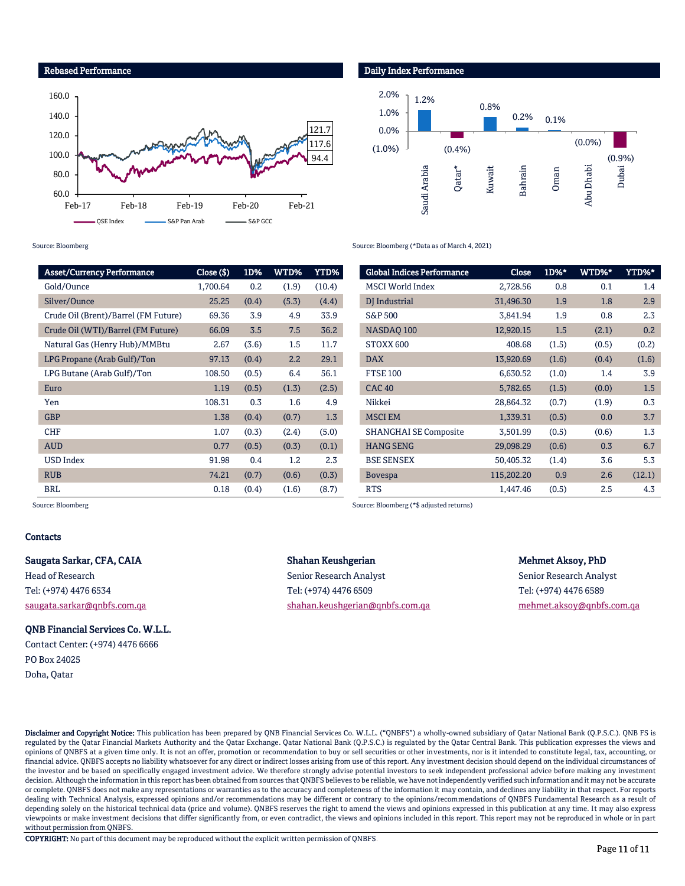## Rebased Performance

160.0
140.0
120.0
100.0
80.0
60.0
Feb-17
Feb-18
Feb-19
Feb-20
Feb-21
121.7
117.6
94.4
QSE Index
S&P Pan Arab
S&P GCC

Source: Bloomberg

## Daily Index Performance

2.0%
1.0%
0.0%
(1.0%)
1.2%
(0.4%)
0.8%
0.2%
0.1%
(0.0%)
(0.9%)
Saudi Arabia
Qatar*
Kuwait
Bahrain
Oman
Abu Dhabi
Dubai

Source: Bloomberg (*Data as of March 4, 2021)

| Asset/Currency Performance | Close ($) | 1D% | WTD% | YTD% |
|---|---|---|---|---|
| Gold/Ounce | 1,700.64 | 0.2 | (1.9) | (10.4) |
| Silver/Ounce | 25.25 | (0.4) | (5.3) | (4.4) |
| Crude Oil (Brent)/Barrel (FM Future) | 69.36 | 3.9 | 4.9 | 33.9 |
| Crude Oil (WTI)/Barrel (FM Future) | 66.09 | 3.5 | 7.5 | 36.2 |
| Natural Gas (Henry Hub)/MMBtu | 2.67 | (3.6) | 1.5 | 11.7 |
| LPG Propane (Arab Gulf)/Ton | 97.13 | (0.4) | 2.2 | 29.1 |
| LPG Butane (Arab Gulf)/Ton | 108.50 | (0.5) | 6.4 | 56.1 |
| Euro | 1.19 | (0.5) | (1.3) | (2.5) |
| Yen | 108.31 | 0.3 | 1.6 | 4.9 |
| GBP | 1.38 | (0.4) | (0.7) | 1.3 |
| CHF | 1.07 | (0.3) | (2.4) | (5.0) |
| AUD | 0.77 | (0.5) | (0.3) | (0.1) |
| USD Index | 91.98 | 0.4 | 1.2 | 2.3 |
| RUB | 74.21 | (0.7) | (0.6) | (0.3) |
| BRL | 0.18 | (0.4) | (1.6) | (8.7) |

Source: Bloomberg

| Global Indices Performance | Close | 1D%* | WTD%* | YTD%* |
|---|---|---|---|---|
| MSCI World Index | 2,728.56 | 0.8 | 0.1 | 1.4 |
| DJ Industrial | 31,496.30 | 1.9 | 1.8 | 2.9 |
| S&P 500 | 3,841.94 | 1.9 | 0.8 | 2.3 |
| NASDAQ 100 | 12,920.15 | 1.5 | (2.1) | 0.2 |
| STOXX 600 | 408.68 | (1.5) | (0.5) | (0.2) |
| DAX | 13,920.69 | (1.6) | (0.4) | (1.6) |
| FTSE 100 | 6,630.52 | (1.0) | 1.4 | 3.9 |
| CAC 40 | 5,782.65 | (1.5) | (0.0) | 1.5 |
| Nikkei | 28,864.32 | (0.7) | (1.9) | 0.3 |
| MSCI EM | 1,339.31 | (0.5) | 0.0 | 3.7 |
| SHANGHAI SE Composite | 3,501.99 | (0.5) | (0.6) | 1.3 |
| HANG SENG | 29,098.29 | (0.6) | 0.3 | 6.7 |
| BSE SENSEX | 50,405.32 | (1.4) | 3.6 | 5.3 |
| Bovespa | 115,202.20 | 0.9 | 2.6 | (12.1) |
| RTS | 1,447.46 | (0.5) | 2.5 | 4.3 |

Source: Bloomberg (*$ adjusted returns)

### Contacts

**Saugata Sarkar, CFA, CAIA**
Head of Research
Tel: (+974) 4476 6534
saugata.sarkar@qnbfs.com.qa

**Shahan Keushgerian**
Senior Research Analyst
Tel: (+974) 4476 6509
shahan.keushgerian@qnbfs.com.qa

**Mehmet Aksoy, PhD**
Senior Research Analyst
Tel: (+974) 4476 6589
mehmet.aksoy@qnbfs.com.qa

**QNB Financial Services Co. W.L.L.**
Contact Center: (+974) 4476 6666
PO Box 24025
Doha, Qatar

**Disclaimer and Copyright Notice:** This publication has been prepared by QNB Financial Services Co. W.L.L. ("QNBFS") a wholly-owned subsidiary of Qatar National Bank (Q.P.S.C.). QNB FS is regulated by the Qatar Financial Markets Authority and the Qatar Exchange. Qatar National Bank (Q.P.S.C.) is regulated by the Qatar Central Bank. This publication expresses the views and opinions of QNBFS at a given time only. It is not an offer, promotion or recommendation to buy or sell securities or other investments, nor is it intended to constitute legal, tax, accounting, or financial advice. QNBFS accepts no liability whatsoever for any direct or indirect losses arising from use of this report. Any investment decision should depend on the individual circumstances of the investor and be based on specifically engaged investment advice. We therefore strongly advise potential investors to seek independent professional advice before making any investment decision. Although the information in this report has been obtained from sources that QNBFS believes to be reliable, we have not independently verified such information and it may not be accurate or complete. QNBFS does not make any representations or warranties as to the accuracy and completeness of the information it may contain, and declines any liability in that respect. For reports dealing with Technical Analysis, expressed opinions and/or recommendations may be different or contrary to the opinions/recommendations of QNBFS Fundamental Research as a result of depending solely on the historical technical data (price and volume). QNBFS reserves the right to amend the views and opinions expressed in this publication at any time. It may also express viewpoints or make investment decisions that differ significantly from, or even contradict, the views and opinions included in this report. This report may not be reproduced in whole or in part without permission from QNBFS.

**COPYRIGHT:** No part of this document may be reproduced without the explicit written permission of QNBFS